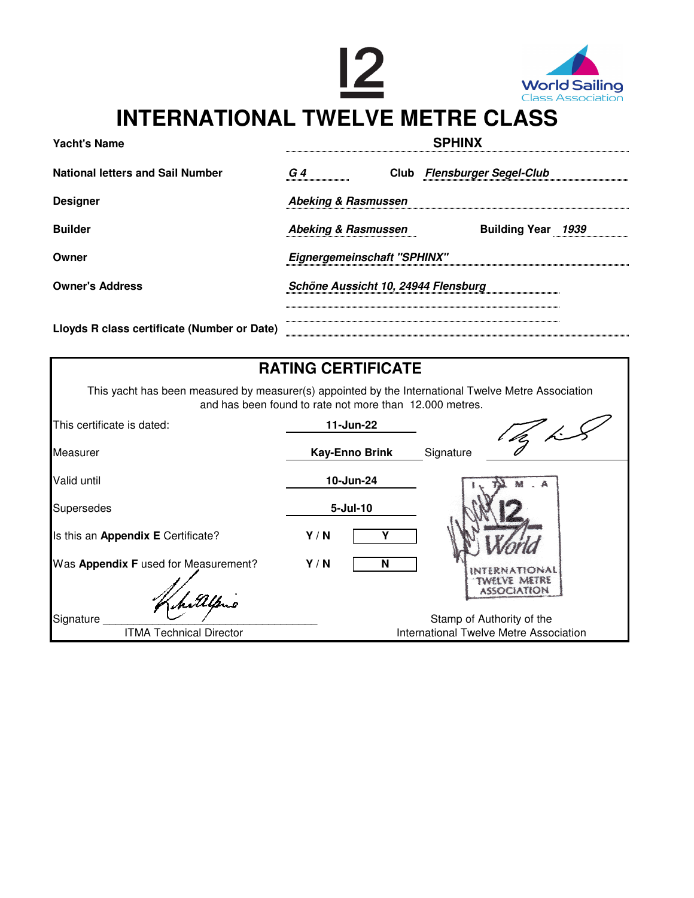# INTERNATIONAL TWELVE METRE CLASS

| | |
|---|---|
| **Yacht's Name** | **SPHINX** |
| **National letters and Sail Number** | ***G 4*** &nbsp;&nbsp; **Club** ***Flensburger Segel-Club*** |
| **Designer** | ***Abeking & Rasmussen*** |
| **Builder** | ***Abeking & Rasmussen*** &nbsp;&nbsp; **Building Year** ***1939*** |
| **Owner** | ***Eignergemeinschaft "SPHINX"*** |
| **Owner's Address** | ***Schöne Aussicht 10, 24944 Flensburg*** |
| **Lloyds R class certificate (Number or Date)** | |

## RATING CERTIFICATE

This yacht has been measured by measurer(s) appointed by the International Twelve Metre Association and has been found to rate not more than 12.000 metres.

| | | |
|---|---|---|
| This certificate is dated: | **11-Jun-22** | |
| Measurer | **Kay-Enno Brink** | Signature |
| Valid until | **10-Jun-24** | |
| Supersedes | **5-Jul-10** | |
| Is this an **Appendix E** Certificate? | **Y / N** | **Y** |
| Was **Appendix F** used for Measurement? | **Y / N** | **N** |

Signature ______________________________
ITMA Technical Director

I.T.M.A. 12 World INTERNATIONAL TWELVE METRE ASSOCIATION

Stamp of Authority of the International Twelve Metre Association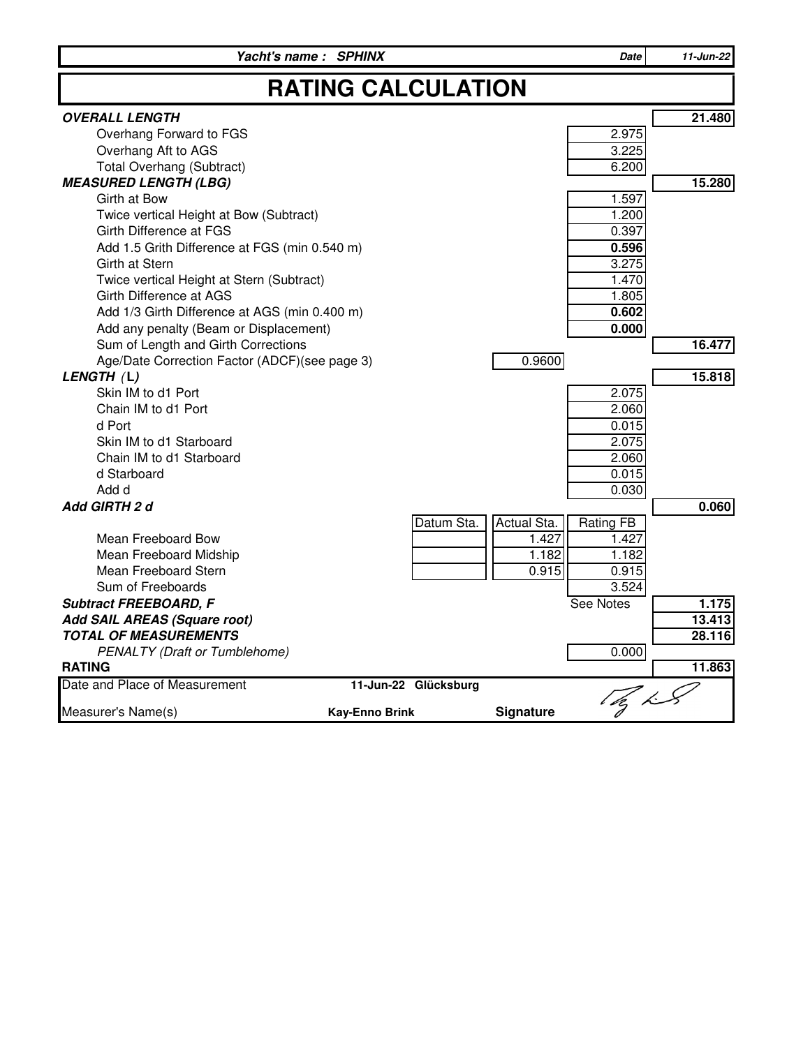**Yacht's name : SPHINX** | **Date** 11-Jun-22

# RATING CALCULATION

| | Datum Sta. | Actual Sta. | | |
|---|---|---|---|---|
| ***OVERALL LENGTH*** | | | | **21.480** |
| Overhang Forward to FGS | | | 2.975 | |
| Overhang Aft to AGS | | | 3.225 | |
| Total Overhang (Subtract) | | | 6.200 | |
| ***MEASURED LENGTH (LBG)*** | | | | **15.280** |
| Girth at Bow | | | 1.597 | |
| Twice vertical Height at Bow (Subtract) | | | 1.200 | |
| Girth Difference at FGS | | | 0.397 | |
| Add 1.5 Grith Difference at FGS (min 0.540 m) | | | **0.596** | |
| Girth at Stern | | | 3.275 | |
| Twice vertical Height at Stern (Subtract) | | | 1.470 | |
| Girth Difference at AGS | | | 1.805 | |
| Add 1/3 Girth Difference at AGS (min 0.400 m) | | | **0.602** | |
| Add any penalty (Beam or Displacement) | | | **0.000** | |
| Sum of Length and Girth Corrections | | | | **16.477** |
| Age/Date Correction Factor (ADCF)(see page 3) | | 0.9600 | | |
| ***LENGTH (L)*** | | | | **15.818** |
| Skin IM to d1 Port | | | 2.075 | |
| Chain IM to d1 Port | | | 2.060 | |
| d Port | | | 0.015 | |
| Skin IM to d1 Starboard | | | 2.075 | |
| Chain IM to d1 Starboard | | | 2.060 | |
| d Starboard | | | 0.015 | |
| Add d | | | 0.030 | |
| ***Add GIRTH 2 d*** | | | | **0.060** |
| | Datum Sta. | Actual Sta. | Rating FB | |
| Mean Freeboard Bow | | 1.427 | 1.427 | |
| Mean Freeboard Midship | | 1.182 | 1.182 | |
| Mean Freeboard Stern | | 0.915 | 0.915 | |
| Sum of Freeboards | | | 3.524 | |
| ***Subtract FREEBOARD, F*** | | | See Notes | **1.175** |
| ***Add SAIL AREAS (Square root)*** | | | | **13.413** |
| ***TOTAL OF MEASUREMENTS*** | | | | **28.116** |
| *PENALTY (Draft or Tumblehome)* | | | 0.000 | |
| **RATING** | | | | **11.863** |

| | | | |
|---|---|---|---|
| Date and Place of Measurement | **11-Jun-22 Glücksburg** | | |
| Measurer's Name(s) | **Kay-Enno Brink** | **Signature** | |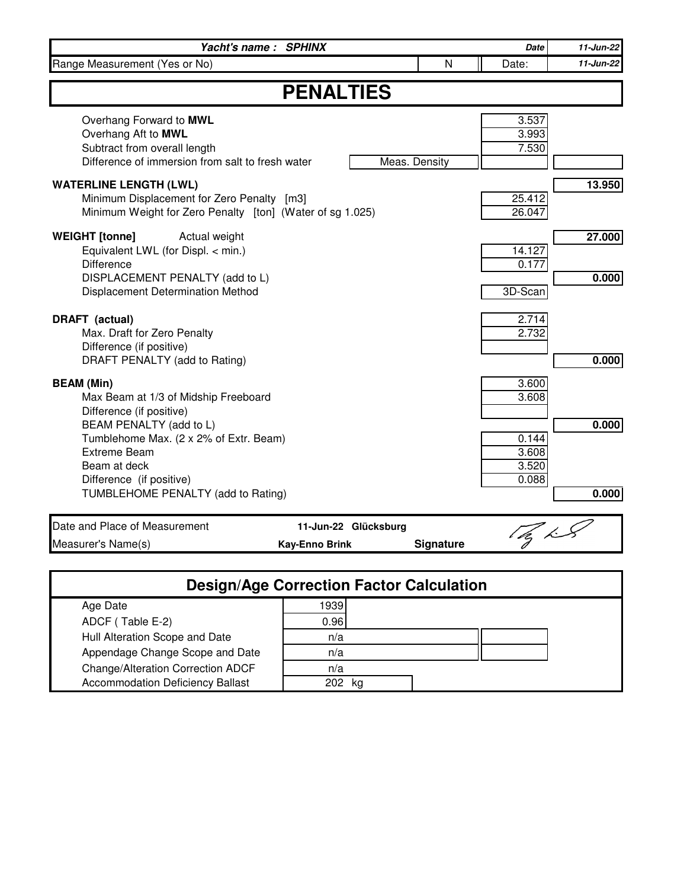| ***Yacht's name : SPHINX*** | | | ***Date*** | ***11-Jun-22*** |
| --- | --- | --- | --- | --- |
| Range Measurement (Yes or No) | | N | Date: | ***11-Jun-22*** |

# PENALTIES

| | | | |
| --- | --- | --- | --- |
| Overhang Forward to **MWL** | | 3.537 | |
| Overhang Aft to **MWL** | | 3.993 | |
| Subtract from overall length | | 7.530 | |
| Difference of immersion from salt to fresh water | Meas. Density | | |
| **WATERLINE LENGTH (LWL)** | | | **13.950** |
| Minimum Displacement for Zero Penalty [m3] | | 25.412 | |
| Minimum Weight for Zero Penalty [ton] (Water of sg 1.025) | | 26.047 | |
| **WEIGHT [tonne]** Actual weight | | | **27.000** |
| Equivalent LWL (for Displ. < min.) | | 14.127 | |
| Difference | | 0.177 | |
| DISPLACEMENT PENALTY (add to L) | | | **0.000** |
| Displacement Determination Method | | 3D-Scan | |
| **DRAFT (actual)** | | 2.714 | |
| Max. Draft for Zero Penalty | | 2.732 | |
| Difference (if positive) | | | |
| DRAFT PENALTY (add to Rating) | | | **0.000** |
| **BEAM (Min)** | | 3.600 | |
| Max Beam at 1/3 of Midship Freeboard | | 3.608 | |
| Difference (if positive) | | | |
| BEAM PENALTY (add to L) | | | **0.000** |
| Tumblehome Max. (2 x 2% of Extr. Beam) | | 0.144 | |
| Extreme Beam | | 3.608 | |
| Beam at deck | | 3.520 | |
| Difference (if positive) | | 0.088 | |
| TUMBLEHOME PENALTY (add to Rating) | | | **0.000** |

| | | | |
| --- | --- | --- | --- |
| Date and Place of Measurement | **11-Jun-22 Glücksburg** | | |
| Measurer's Name(s) | **Kay-Enno Brink** | **Signature** | |

## Design/Age Correction Factor Calculation

| | | |
| --- | --- | --- |
| Age Date | 1939 | |
| ADCF ( Table E-2) | 0.96 | |
| Hull Alteration Scope and Date | n/a | |
| Appendage Change Scope and Date | n/a | |
| Change/Alteration Correction ADCF | n/a | |
| Accommodation Deficiency Ballast | 202 kg | |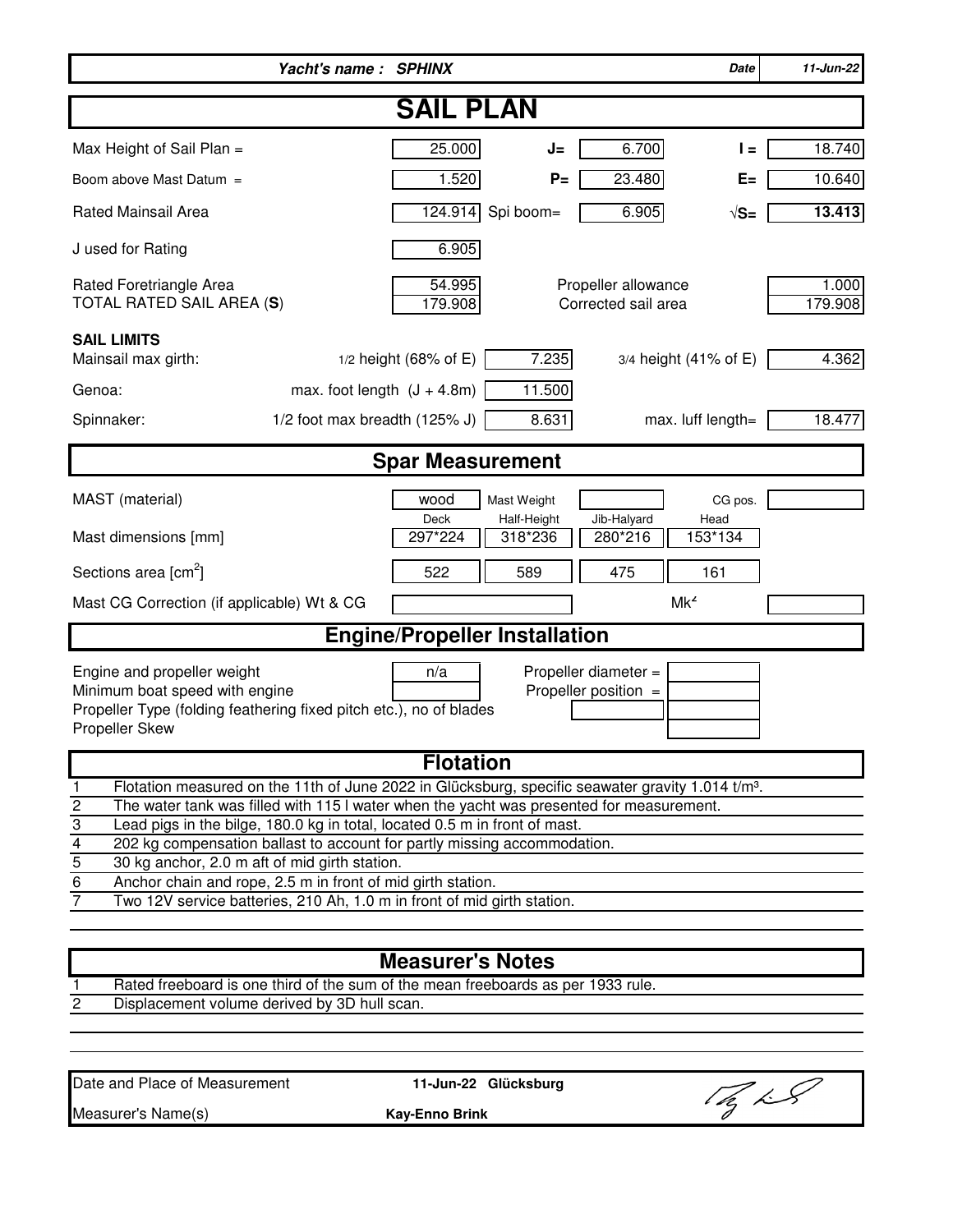**Yacht's name : SPHINX** | **Date** | **11-Jun-22**

# SAIL PLAN

| | | | | | |
|---|---|---|---|---|---|
| Max Height of Sail Plan = | 25.000 | J= | 6.700 | I = | 18.740 |
| Boom above Mast Datum = | 1.520 | P= | 23.480 | E= | 10.640 |
| Rated Mainsail Area | 124.914 | Spi boom= | 6.905 | √S= | **13.413** |
| J used for Rating | 6.905 | | | | |
| Rated Foretriangle Area | 54.995 | Propeller allowance | | | 1.000 |
| TOTAL RATED SAIL AREA (**S**) | 179.908 | Corrected sail area | | | 179.908 |

**SAIL LIMITS**

| | | | | |
|---|---|---|---|---|
| Mainsail max girth: | 1/2 height (68% of E) | 7.235 | 3/4 height (41% of E) | 4.362 |
| Genoa: | max. foot length (J + 4.8m) | 11.500 | | |
| Spinnaker: | 1/2 foot max breadth (125% J) | 8.631 | max. luff length= | 18.477 |

## Spar Measurement

| | | | | | |
|---|---|---|---|---|---|
| MAST (material) | wood | Mast Weight | | CG pos. | |
| | Deck | Half-Height | Jib-Halyard | Head | |
| Mast dimensions [mm] | 297*224 | 318*236 | 280*216 | 153*134 | |
| Sections area [cm$^2$] | 522 | 589 | 475 | 161 | |
| Mast CG Correction (if applicable) Wt & CG | | | | Mk⁴ | |

## Engine/Propeller Installation

| | | | |
|---|---|---|---|
| Engine and propeller weight | n/a | Propeller diameter = | |
| Minimum boat speed with engine | | Propeller position = | |
| Propeller Type (folding feathering fixed pitch etc.), no of blades | | | |
| Propeller Skew | | | |

## Flotation

1. Flotation measured on the 11th of June 2022 in Glücksburg, specific seawater gravity 1.014 t/m³.
2. The water tank was filled with 115 l water when the yacht was presented for measurement.
3. Lead pigs in the bilge, 180.0 kg in total, located 0.5 m in front of mast.
4. 202 kg compensation ballast to account for partly missing accommodation.
5. 30 kg anchor, 2.0 m aft of mid girth station.
6. Anchor chain and rope, 2.5 m in front of mid girth station.
7. Two 12V service batteries, 210 Ah, 1.0 m in front of mid girth station.

## Measurer's Notes

1. Rated freeboard is one third of the sum of the mean freeboards as per 1933 rule.
2. Displacement volume derived by 3D hull scan.

| | |
|---|---|
| Date and Place of Measurement | **11-Jun-22 Glücksburg** |
| Measurer's Name(s) | **Kay-Enno Brink** |